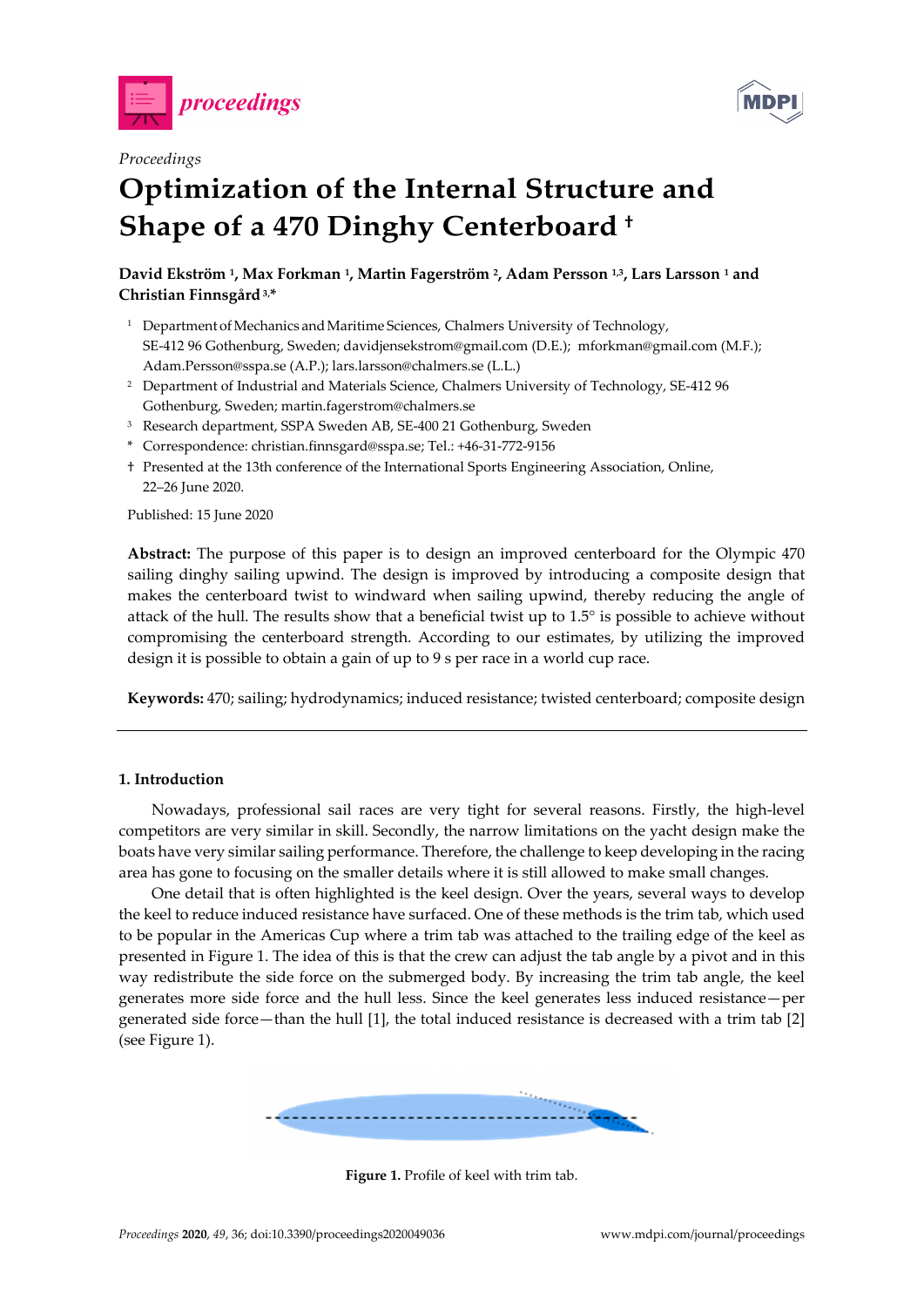*Proceedings*

# Optimization of the Internal Structure and Shape of a 470 Dinghy Centerboard †

**David Ekström [1], Max Forkman [1], Martin Fagerström [2], Adam Persson [1,3], Lars Larsson [1] and Christian Finnsgård [3,*]**

[1] Department of Mechanics and Maritime Sciences, Chalmers University of Technology, SE-412 96 Gothenburg, Sweden; davidjensekstrom@gmail.com (D.E.); mforkman@gmail.com (M.F.); Adam.Persson@sspa.se (A.P.); lars.larsson@chalmers.se (L.L.)
[2] Department of Industrial and Materials Science, Chalmers University of Technology, SE-412 96 Gothenburg, Sweden; martin.fagerstrom@chalmers.se
[3] Research department, SSPA Sweden AB, SE-400 21 Gothenburg, Sweden
[*] Correspondence: christian.finnsgard@sspa.se; Tel.: +46-31-772-9156
† Presented at the 13th conference of the International Sports Engineering Association, Online, 22–26 June 2020.

Published: 15 June 2020

**Abstract:** The purpose of this paper is to design an improved centerboard for the Olympic 470 sailing dinghy sailing upwind. The design is improved by introducing a composite design that makes the centerboard twist to windward when sailing upwind, thereby reducing the angle of attack of the hull. The results show that a beneficial twist up to 1.5° is possible to achieve without compromising the centerboard strength. According to our estimates, by utilizing the improved design it is possible to obtain a gain of up to 9 s per race in a world cup race.

**Keywords:** 470; sailing; hydrodynamics; induced resistance; twisted centerboard; composite design

## 1. Introduction

Nowadays, professional sail races are very tight for several reasons. Firstly, the high-level competitors are very similar in skill. Secondly, the narrow limitations on the yacht design make the boats have very similar sailing performance. Therefore, the challenge to keep developing in the racing area has gone to focusing on the smaller details where it is still allowed to make small changes.

One detail that is often highlighted is the keel design. Over the years, several ways to develop the keel to reduce induced resistance have surfaced. One of these methods is the trim tab, which used to be popular in the Americas Cup where a trim tab was attached to the trailing edge of the keel as presented in Figure 1. The idea of this is that the crew can adjust the tab angle by a pivot and in this way redistribute the side force on the submerged body. By increasing the trim tab angle, the keel generates more side force and the hull less. Since the keel generates less induced resistance—per generated side force—than the hull [1], the total induced resistance is decreased with a trim tab [2] (see Figure 1).

**Figure 1.** Profile of keel with trim tab.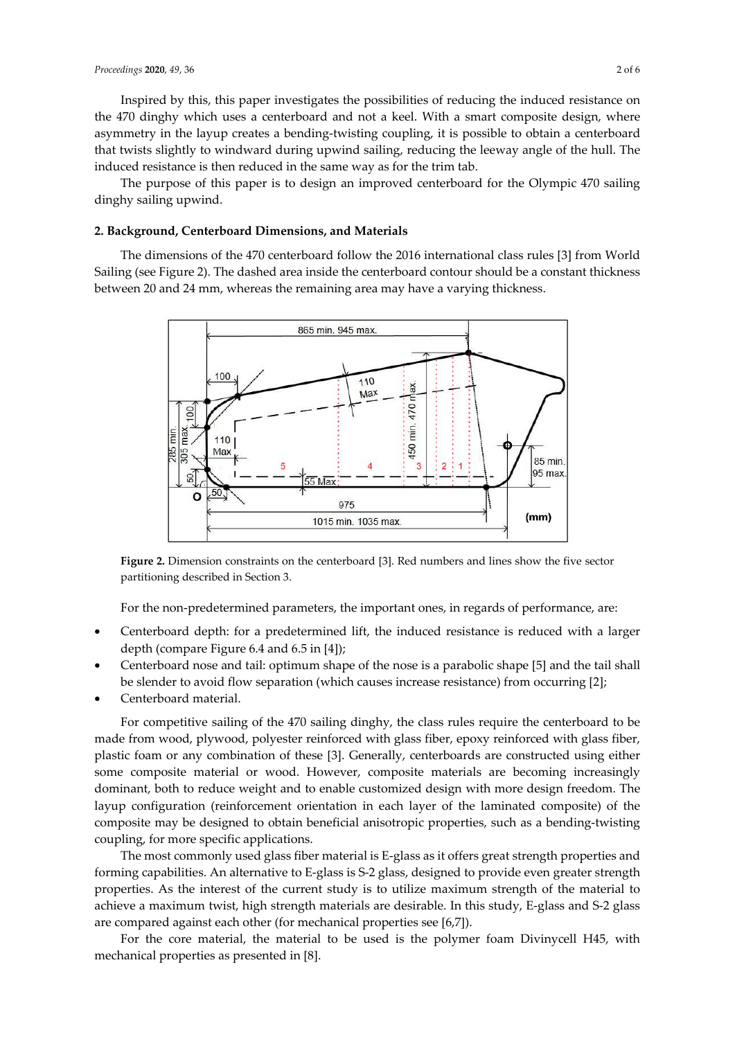Inspired by this, this paper investigates the possibilities of reducing the induced resistance on the 470 dinghy which uses a centerboard and not a keel. With a smart composite design, where asymmetry in the layup creates a bending-twisting coupling, it is possible to obtain a centerboard that twists slightly to windward during upwind sailing, reducing the leeway angle of the hull. The induced resistance is then reduced in the same way as for the trim tab.

The purpose of this paper is to design an improved centerboard for the Olympic 470 sailing dinghy sailing upwind.

## 2. Background, Centerboard Dimensions, and Materials

The dimensions of the 470 centerboard follow the 2016 international class rules [3] from World Sailing (see Figure 2). The dashed area inside the centerboard contour should be a constant thickness between 20 and 24 mm, whereas the remaining area may have a varying thickness.

**Figure 2.** Dimension constraints on the centerboard [3]. Red numbers and lines show the five sector partitioning described in Section 3.

For the non-predetermined parameters, the important ones, in regards of performance, are:

- Centerboard depth: for a predetermined lift, the induced resistance is reduced with a larger depth (compare Figure 6.4 and 6.5 in [4]);
- Centerboard nose and tail: optimum shape of the nose is a parabolic shape [5] and the tail shall be slender to avoid flow separation (which causes increase resistance) from occurring [2];
- Centerboard material.

For competitive sailing of the 470 sailing dinghy, the class rules require the centerboard to be made from wood, plywood, polyester reinforced with glass fiber, epoxy reinforced with glass fiber, plastic foam or any combination of these [3]. Generally, centerboards are constructed using either some composite material or wood. However, composite materials are becoming increasingly dominant, both to reduce weight and to enable customized design with more design freedom. The layup configuration (reinforcement orientation in each layer of the laminated composite) of the composite may be designed to obtain beneficial anisotropic properties, such as a bending-twisting coupling, for more specific applications.

The most commonly used glass fiber material is E-glass as it offers great strength properties and forming capabilities. An alternative to E-glass is S-2 glass, designed to provide even greater strength properties. As the interest of the current study is to utilize maximum strength of the material to achieve a maximum twist, high strength materials are desirable. In this study, E-glass and S-2 glass are compared against each other (for mechanical properties see [6,7]).

For the core material, the material to be used is the polymer foam Divinycell H45, with mechanical properties as presented in [8].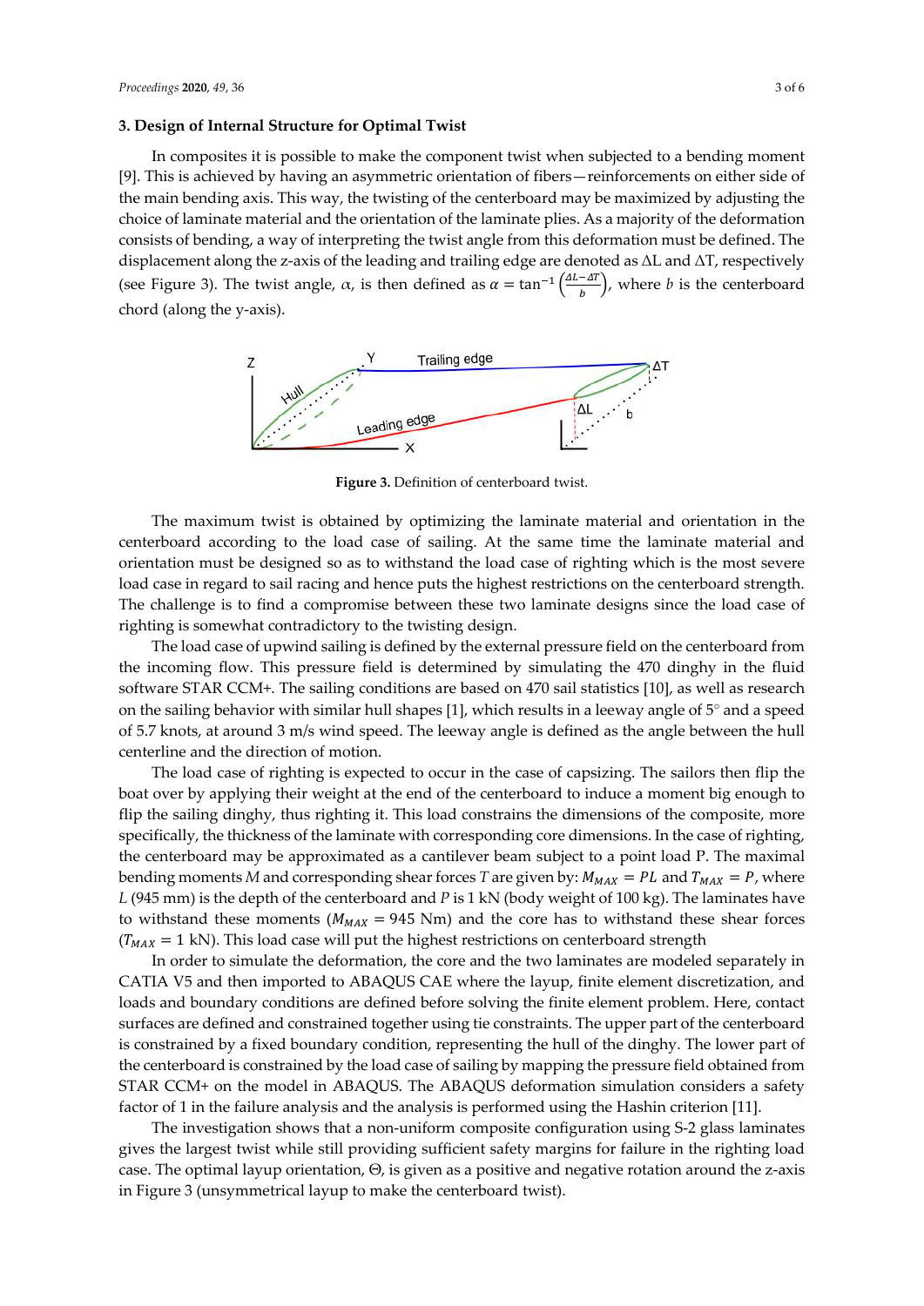### 3. Design of Internal Structure for Optimal Twist

In composites it is possible to make the component twist when subjected to a bending moment [9]. This is achieved by having an asymmetric orientation of fibers—reinforcements on either side of the main bending axis. This way, the twisting of the centerboard may be maximized by adjusting the choice of laminate material and the orientation of the laminate plies. As a majority of the deformation consists of bending, a way of interpreting the twist angle from this deformation must be defined. The displacement along the z-axis of the leading and trailing edge are denoted as ΔL and ΔT, respectively (see Figure 3). The twist angle, $\alpha$, is then defined as $\alpha = \tan^{-1}\left(\frac{\Delta L - \Delta T}{b}\right)$, where $b$ is the centerboard chord (along the y-axis).

**Figure 3.** Definition of centerboard twist.

The maximum twist is obtained by optimizing the laminate material and orientation in the centerboard according to the load case of sailing. At the same time the laminate material and orientation must be designed so as to withstand the load case of righting which is the most severe load case in regard to sail racing and hence puts the highest restrictions on the centerboard strength. The challenge is to find a compromise between these two laminate designs since the load case of righting is somewhat contradictory to the twisting design.

The load case of upwind sailing is defined by the external pressure field on the centerboard from the incoming flow. This pressure field is determined by simulating the 470 dinghy in the fluid software STAR CCM+. The sailing conditions are based on 470 sail statistics [10], as well as research on the sailing behavior with similar hull shapes [1], which results in a leeway angle of 5° and a speed of 5.7 knots, at around 3 m/s wind speed. The leeway angle is defined as the angle between the hull centerline and the direction of motion.

The load case of righting is expected to occur in the case of capsizing. The sailors then flip the boat over by applying their weight at the end of the centerboard to induce a moment big enough to flip the sailing dinghy, thus righting it. This load constrains the dimensions of the composite, more specifically, the thickness of the laminate with corresponding core dimensions. In the case of righting, the centerboard may be approximated as a cantilever beam subject to a point load P. The maximal bending moments $M$ and corresponding shear forces $T$ are given by: $M_{MAX} = PL$ and $T_{MAX} = P$, where $L$ (945 mm) is the depth of the centerboard and $P$ is 1 kN (body weight of 100 kg). The laminates have to withstand these moments ($M_{MAX}$ = 945 Nm) and the core has to withstand these shear forces ($T_{MAX}$ = 1 kN). This load case will put the highest restrictions on centerboard strength

In order to simulate the deformation, the core and the two laminates are modeled separately in CATIA V5 and then imported to ABAQUS CAE where the layup, finite element discretization, and loads and boundary conditions are defined before solving the finite element problem. Here, contact surfaces are defined and constrained together using tie constraints. The upper part of the centerboard is constrained by a fixed boundary condition, representing the hull of the dinghy. The lower part of the centerboard is constrained by the load case of sailing by mapping the pressure field obtained from STAR CCM+ on the model in ABAQUS. The ABAQUS deformation simulation considers a safety factor of 1 in the failure analysis and the analysis is performed using the Hashin criterion [11].

The investigation shows that a non-uniform composite configuration using S-2 glass laminates gives the largest twist while still providing sufficient safety margins for failure in the righting load case. The optimal layup orientation, Θ, is given as a positive and negative rotation around the z-axis in Figure 3 (unsymmetrical layup to make the centerboard twist).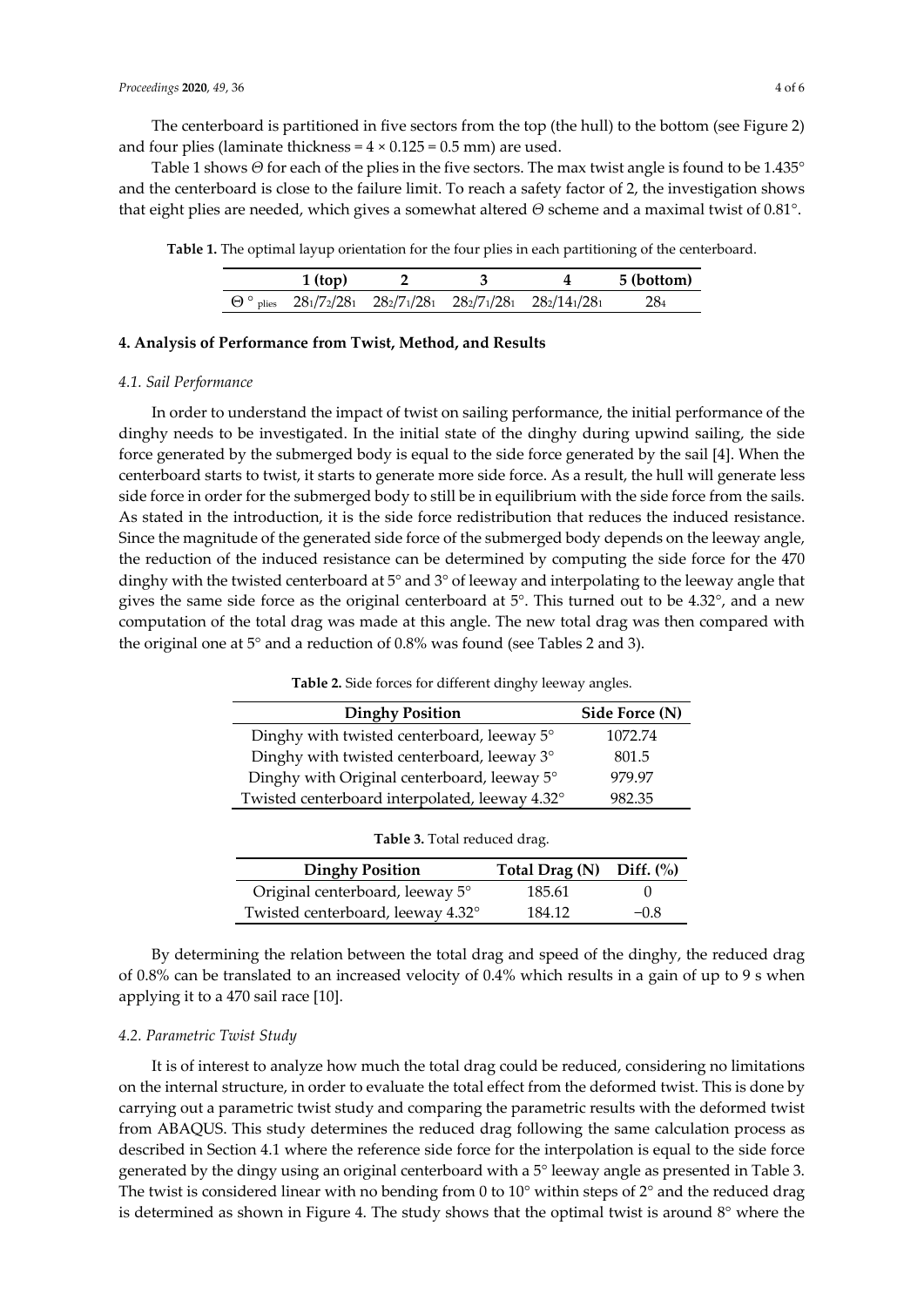The centerboard is partitioned in five sectors from the top (the hull) to the bottom (see Figure 2) and four plies (laminate thickness = 4 × 0.125 = 0.5 mm) are used.

Table 1 shows $\Theta$ for each of the plies in the five sectors. The max twist angle is found to be 1.435° and the centerboard is close to the failure limit. To reach a safety factor of 2, the investigation shows that eight plies are needed, which gives a somewhat altered $\Theta$ scheme and a maximal twist of 0.81°.

**Table 1.** The optimal layup orientation for the four plies in each partitioning of the centerboard.

| | 1 (top) | 2 | 3 | 4 | 5 (bottom) |
|---|---|---|---|---|---|
| $\Theta^{\circ}_{\text{plies}}$ | $28_1/7_2/28_1$ | $28_2/7_1/28_1$ | $28_2/7_1/28_1$ | $28_2/14_1/28_1$ | $28_4$ |

## 4. Analysis of Performance from Twist, Method, and Results

### *4.1. Sail Performance*

In order to understand the impact of twist on sailing performance, the initial performance of the dinghy needs to be investigated. In the initial state of the dinghy during upwind sailing, the side force generated by the submerged body is equal to the side force generated by the sail [4]. When the centerboard starts to twist, it starts to generate more side force. As a result, the hull will generate less side force in order for the submerged body to still be in equilibrium with the side force from the sails. As stated in the introduction, it is the side force redistribution that reduces the induced resistance. Since the magnitude of the generated side force of the submerged body depends on the leeway angle, the reduction of the induced resistance can be determined by computing the side force for the 470 dinghy with the twisted centerboard at 5° and 3° of leeway and interpolating to the leeway angle that gives the same side force as the original centerboard at 5°. This turned out to be 4.32°, and a new computation of the total drag was made at this angle. The new total drag was then compared with the original one at 5° and a reduction of 0.8% was found (see Tables 2 and 3).

**Table 2.** Side forces for different dinghy leeway angles.

| Dinghy Position | Side Force (N) |
|---|---|
| Dinghy with twisted centerboard, leeway 5° | 1072.74 |
| Dinghy with twisted centerboard, leeway 3° | 801.5 |
| Dinghy with Original centerboard, leeway 5° | 979.97 |
| Twisted centerboard interpolated, leeway 4.32° | 982.35 |

**Table 3.** Total reduced drag.

| Dinghy Position | Total Drag (N) | Diff. (%) |
|---|---|---|
| Original centerboard, leeway 5° | 185.61 | 0 |
| Twisted centerboard, leeway 4.32° | 184.12 | −0.8 |

By determining the relation between the total drag and speed of the dinghy, the reduced drag of 0.8% can be translated to an increased velocity of 0.4% which results in a gain of up to 9 s when applying it to a 470 sail race [10].

### *4.2. Parametric Twist Study*

It is of interest to analyze how much the total drag could be reduced, considering no limitations on the internal structure, in order to evaluate the total effect from the deformed twist. This is done by carrying out a parametric twist study and comparing the parametric results with the deformed twist from ABAQUS. This study determines the reduced drag following the same calculation process as described in Section 4.1 where the reference side force for the interpolation is equal to the side force generated by the dingy using an original centerboard with a 5° leeway angle as presented in Table 3. The twist is considered linear with no bending from 0 to 10° within steps of 2° and the reduced drag is determined as shown in Figure 4. The study shows that the optimal twist is around 8° where the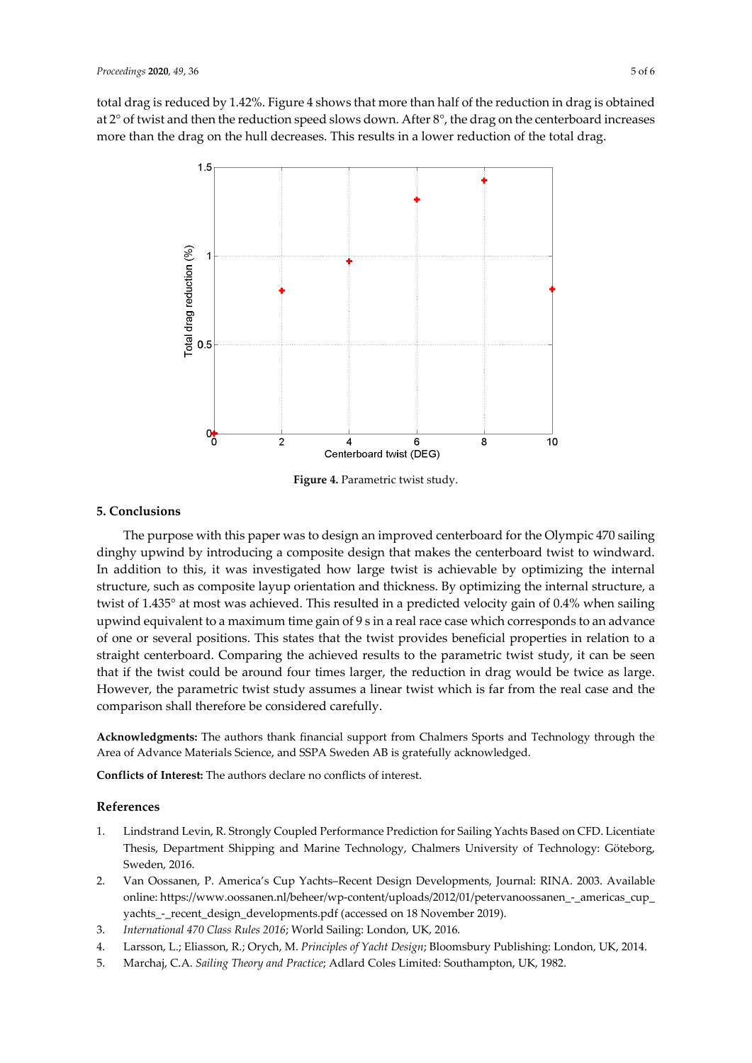total drag is reduced by 1.42%. Figure 4 shows that more than half of the reduction in drag is obtained at 2° of twist and then the reduction speed slows down. After 8°, the drag on the centerboard increases more than the drag on the hull decreases. This results in a lower reduction of the total drag.

**Figure 4.** Parametric twist study.

## 5. Conclusions

The purpose with this paper was to design an improved centerboard for the Olympic 470 sailing dinghy upwind by introducing a composite design that makes the centerboard twist to windward. In addition to this, it was investigated how large twist is achievable by optimizing the internal structure, such as composite layup orientation and thickness. By optimizing the internal structure, a twist of 1.435° at most was achieved. This resulted in a predicted velocity gain of 0.4% when sailing upwind equivalent to a maximum time gain of 9 s in a real race case which corresponds to an advance of one or several positions. This states that the twist provides beneficial properties in relation to a straight centerboard. Comparing the achieved results to the parametric twist study, it can be seen that if the twist could be around four times larger, the reduction in drag would be twice as large. However, the parametric twist study assumes a linear twist which is far from the real case and the comparison shall therefore be considered carefully.

**Acknowledgments:** The authors thank financial support from Chalmers Sports and Technology through the Area of Advance Materials Science, and SSPA Sweden AB is gratefully acknowledged.

**Conflicts of Interest:** The authors declare no conflicts of interest.

## References

1. Lindstrand Levin, R. Strongly Coupled Performance Prediction for Sailing Yachts Based on CFD. Licentiate Thesis, Department Shipping and Marine Technology, Chalmers University of Technology: Göteborg, Sweden, 2016.
2. Van Oossanen, P. America's Cup Yachts–Recent Design Developments, Journal: RINA. 2003. Available online: https://www.oossanen.nl/beheer/wp-content/uploads/2012/01/petervanoossanen_-_americas_cup_yachts_-_recent_design_developments.pdf (accessed on 18 November 2019).
3. *International 470 Class Rules 2016*; World Sailing: London, UK, 2016.
4. Larsson, L.; Eliasson, R.; Orych, M. *Principles of Yacht Design*; Bloomsbury Publishing: London, UK, 2014.
5. Marchaj, C.A. *Sailing Theory and Practice*; Adlard Coles Limited: Southampton, UK, 1982.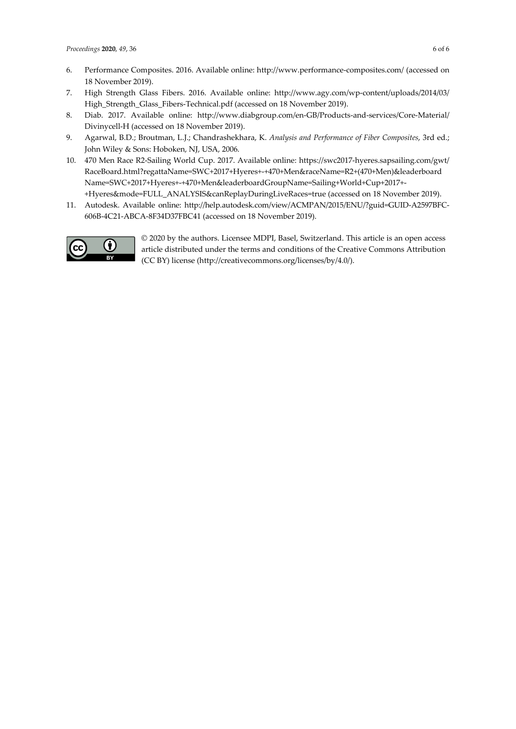6. Performance Composites. 2016. Available online: http://www.performance-composites.com/ (accessed on 18 November 2019).
7. High Strength Glass Fibers. 2016. Available online: http://www.agy.com/wp-content/uploads/2014/03/High_Strength_Glass_Fibers-Technical.pdf (accessed on 18 November 2019).
8. Diab. 2017. Available online: http://www.diabgroup.com/en-GB/Products-and-services/Core-Material/Divinycell-H (accessed on 18 November 2019).
9. Agarwal, B.D.; Broutman, L.J.; Chandrashekhara, K. *Analysis and Performance of Fiber Composites*, 3rd ed.; John Wiley & Sons: Hoboken, NJ, USA, 2006.
10. 470 Men Race R2-Sailing World Cup. 2017. Available online: https://swc2017-hyeres.sapsailing.com/gwt/RaceBoard.html?regattaName=SWC+2017+Hyeres+-+470+Men&raceName=R2+(470+Men)&leaderboardName=SWC+2017+Hyeres+-+470+Men&leaderboardGroupName=Sailing+World+Cup+2017+-+Hyeres&mode=FULL_ANALYSIS&canReplayDuringLiveRaces=true (accessed on 18 November 2019).
11. Autodesk. Available online: http://help.autodesk.com/view/ACMPAN/2015/ENU/?guid=GUID-A2597BFC-606B-4C21-ABCA-8F34D37FBC41 (accessed on 18 November 2019).

© 2020 by the authors. Licensee MDPI, Basel, Switzerland. This article is an open access article distributed under the terms and conditions of the Creative Commons Attribution (CC BY) license (http://creativecommons.org/licenses/by/4.0/).